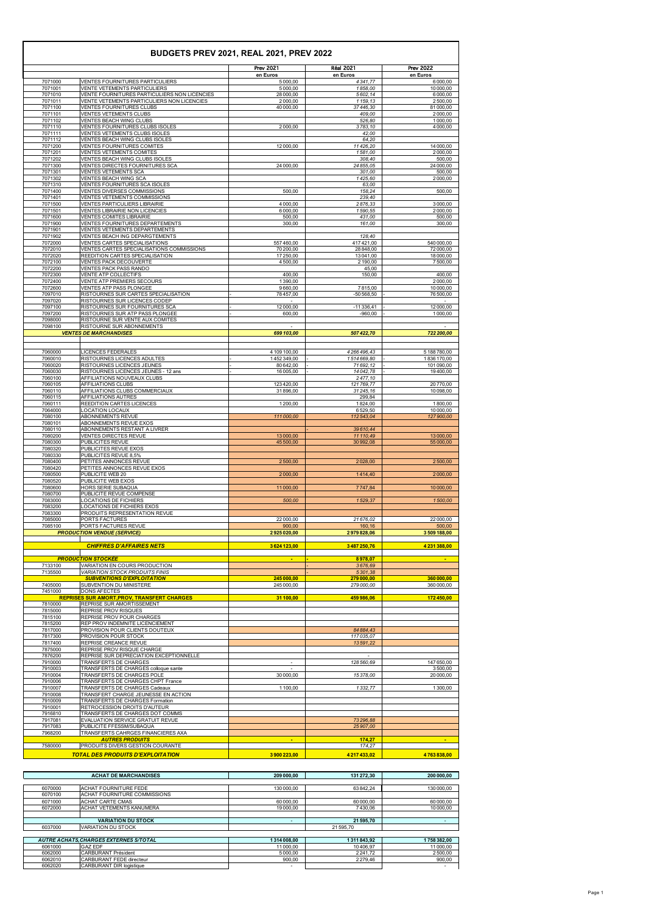# BUDGETS PREV 2021, REAL 2021, PREV 2022

| | | Prev 2021 en Euros | Réal 2021 en Euros | Prev 2022 en Euros |
|---|---|---|---|---|
| 7071000 | VENTES FOURNITURES PARTICULIERS | 5 000,00 | 4 341,77 | 6 000,00 |
| 7071001 | VENTE VETEMENTS PARTICULIERS | 5 000,00 | 1 858,00 | 10 000,00 |
| 7071010 | VENTE FOURNITURES PARTICULIERS NON LICENCIES | 28 000,00 | 5 602,14 | 6 000,00 |
| 7071011 | VENTE VETEMENTS PARTICULIERS NON LICENCIES | 2 000,00 | 1 159,13 | 2 500,00 |
| 7071100 | VENTES FOURNITURES CLUBS | 40 000,00 | 37 446,30 | 81 000,00 |
| 7071101 | VENTES VETEMENTS CLUBS | | 409,00 | 2 000,00 |
| 7071102 | VENTES BEACH WING CLUBS | | 526,80 | 1 000,00 |
| 7071110 | VENTES FOURNITURES CLUBS ISOLES | 2 000,00 | 3 783,10 | 4 000,00 |
| 7071111 | VENTES VETEMENTS CLUBS ISOLES | | 42,00 | |
| 7071112 | VENTES BEACH WING CLUBS ISOLES | | 64,20 | |
| 7071200 | VENTES FOURNITURES COMITES | 12 000,00 | 11 426,20 | 14 000,00 |
| 7071201 | VENTES VETEMENTS COMITES | | 1 581,00 | 2 000,00 |
| 7071202 | VENTES BEACH WING CLUBS ISOLES | | 308,40 | 500,00 |
| 7071300 | VENTES DIRECTES FOURNITURES SCA | 24 000,00 | 24 855,05 | 24 000,00 |
| 7071301 | VENTES VETEMENTS SCA | | 301,00 | 500,00 |
| 7071302 | VENTES BEACH WING SCA | | 1 425,60 | 2 000,00 |
| 7071310 | VENTES FOURNITURES SCA ISOLES | | 63,00 | |
| 7071400 | VENTES DIVERSES COMMISSIONS | 500,00 | 158,24 | 500,00 |
| 7071401 | VENTES VETEMENTS COMMISSIONS | | 239,40 | |
| 7071500 | VENTES PARTICULIERS LIBRAIRIE | 4 000,00 | 2 876,33 | 3 000,00 |
| 7071501 | VENTES LIBRAIRIE NON LICENCIES | 6 000,00 | 1 590,55 | 2 000,00 |
| 7071600 | VENTES COMITES LIBRAIRIE | 500,00 | 431,00 | 500,00 |
| 7071900 | VENTES FOURNITURES DEPARTEMENTS | 300,00 | 161,00 | 300,00 |
| 7071901 | VENTES VETEMENTS DEPARTEMENTS | | | |
| 7071902 | VENTES BEACH ING DEPARGTEMENTS | | 128,40 | |
| 7072000 | VENTES CARTES SPECIALISATIONS | 557 460,00 | 417 421,00 | 540 000,00 |
| 7072010 | VENTES CARTES SPECIALISATIONS COMMISSIONS | 70 200,00 | 28 848,00 | 72 000,00 |
| 7072020 | REEDITION CARTES SPECIALISATION | 17 250,00 | 13 041,00 | 18 000,00 |
| 7072100 | VENTES PACK DECOUVERTE | 4 500,00 | 2 190,00 | 7 500,00 |
| 7072200 | VENTES PACK PASS RANDO | | 45,00 | |
| 7072300 | VENTE ATP COLLECTIFS | 400,00 | 150,00 | 400,00 |
| 7072400 | VENTE ATP PREMIERS SECOURS | 1 390,00 | | 2 000,00 |
| 7072600 | VENTES ATP PASS PLONGEE | 9 660,00 | 7 815,00 | 10 000,00 |
| 7097010 | RISTOURNES SUR CARTES SPECIALISATION | - 78 457,00 | -50 568,50 | - 76 500,00 |
| 7097020 | RISTOURNES SUR LICENCES CODEP | - | | - |
| 7097100 | RISTOURNES SUR FOURNITURES SCA | - 12 000,00 | -11 336,41 | - 12 000,00 |
| 7097200 | RISTOURNES SUR ATP PASS PLONGEE | - 600,00 | -960,00 | - 1 000,00 |
| 7098000 | RISTOURNE SUR VENTE AUX COMITES | | | |
| 7098100 | RISTOURNE SUR ABONNEMENTS | - | | - |
| | ***VENTES DE MARCHANDISES*** | ***699 103,00*** | ***507 422,70*** | ***722 200,00*** |
| | | | | |
| 7060000 | LICENCES FEDERALES | 4 109 100,00 | 4 266 496,43 | 5 188 780,00 |
| 7060010 | RISTOURNES LICENCES ADULTES | - 1 452 349,00 | - 1 514 669,80 | - 1 836 170,00 |
| 7060020 | RISTOURNES LICENCES JEUNES | - 80 642,00 | - 71 692,12 | - 101 090,00 |
| 7060030 | RISTOURNES LICENCES JEUNES - 12 ans | - 16 005,00 | - 14 042,78 | - 19 400,00 |
| 7060100 | AFFILIATIONS NOUVEAUX CLUBS | | 2 477,10 | |
| 7060105 | AFFILIATIONS CLUBS | 123 420,00 | 121 769,77 | 20 770,00 |
| 7060110 | AFFILIATIONS CLUBS COMMERCIAUX | 31 896,00 | 31 245,16 | 10 098,00 |
| 7060115 | AFFILIATIONS AUTRES | | 299,84 | |
| 7060111 | REEDITION CARTES LICENCES | 1 200,00 | 1 824,00 | 1 800,00 |
| 7064000 | LOCATION LOCAUX | | 6 529,50 | 10 000,00 |
| 7080100 | ABONNEMENTS REVUE | 111 000,00 | 112 543,04 | 127 900,00 |
| 7080101 | ABONNEMENTS REVUE EXOS | | | |
| 7080110 | ABONNEMENTS RESTANT A LIVRER | | - 39 610,44 | |
| 7080200 | VENTES DIRECTES REVUE | 13 000,00 | 11 110,49 | 13 000,00 |
| 7080300 | PUBLICITES REVUE | 45 500,00 | 30 992,08 | 55 000,00 |
| 7080320 | PUBLICITES REVUE EXOS | | | |
| 7080330 | PUBLICITES REVUE 8,5% | | | |
| 7080400 | PETITES ANNONCES REVUE | 2 500,00 | 2 028,00 | 2 500,00 |
| 7080420 | PETITES ANNONCES REVUE EXOS | | | |
| 7080500 | PUBLICITE WEB 20 | 2 000,00 | 1 414,40 | 2 000,00 |
| 7080520 | PUBLICITE WEB EXOS | | | |
| 7080600 | HORS SERIE SUBAQUA | 11 000,00 | 7 747,84 | 10 000,00 |
| 7080700 | PUBLICITE REVUE COMPENSE | | | |
| 7083000 | LOCATIONS DE FICHIERS | 500,00 | 1 529,37 | 1 500,00 |
| 7083200 | LOCATIONS DE FICHIERS EXOS | | | |
| 7083300 | PRODUITS REPRESENTATION REVUE | | | |
| 7085000 | PORTS FACTURES | 22 000,00 | 21 676,02 | 22 000,00 |
| 7085100 | PORTS FACTURES REVUE | 900,00 | 160,16 | 500,00 |
| | ***PRODUCTION VENDUE (SERVICE)*** | **2 925 020,00** | **2 979 828,06** | **3 509 188,00** |
| | | | | |
| | ***CHIFFRES D'AFFAIRES NETS*** | **3 624 123,00** | **3 487 250,76** | **4 231 388,00** |
| | | | | |
| | ***PRODUCTION STOCKEE*** | - | - 8 978,07 | - |
| 7133100 | VARIATION EN COURS PRODUCTION | | - 3 676,69 | |
| 7135500 | *VARIATION STOCK PRODUITS FINIS* | | - 5 301,38 | |
| | ***SUBVENTIONS D'EXPLOITATION*** | **245 000,00** | **279 000,00** | **360 000,00** |
| 7405000 | SUBVENTION DU MINISTERE | 245 000,00 | 279 000,00 | 360 000,00 |
| 7451000 | DONS AFFECTES | | | |
| | ***REPRISES SUR AMORT,PROV, TRANSFERT CHARGES*** | **31 100,00** | **459 986,06** | **172 450,00** |
| 7810000 | REPRISE SUR AMORTISSEMENT | | | |
| 7815000 | REPRISE PROV RISQUES | | | |
| 7815100 | REPRISE PROV POUR CHARGES | | | |
| 7815200 | REP PROV INDEMNITE LICENCIEMENT | | | |
| 7817000 | PROVISION POUR CLIENTS DOUTEUX | | 84 884,43 | |
| 7817300 | PROVISION POUR STOCK | | 117 035,07 | |
| 7817400 | REPRISE CREANCE REVUE | | 13 591,22 | |
| 7875000 | REPRISE PROV RISQUE CHARGE | | | |
| 7876200 | REPRISE SUR DEPRECIATION EXCEPTIONNELLE | | - | |
| 7910000 | TRANSFERTS DE CHARGES | - | 128 560,69 | 147 650,00 |
| 7910003 | TRANSFERTS DE CHARGES colloque sante | - | | 3 500,00 |
| 7910004 | TRANSFERTS DE CHARGES POLE | 30 000,00 | 15 378,00 | 20 000,00 |
| 7910006 | TRANSFERTS DE CHARGES CHPT France | | | |
| 7910007 | TRANSFERTS DE CHARGES Cadeaux | 1 100,00 | 1 332,77 | 1 300,00 |
| 7910008 | TRANSFERT CHARGE JEUNESSE EN ACTION | | | |
| 7910009 | TRANSFERTS DE CHARGES Formation | | | |
| 7910001 | RETROCESSION DROITS D'AUTEUR | | | |
| 7916810 | TRANSFERTS DE CHARGES DOT COMMS | | | |
| 7917081 | EVALUATION SERVICE GRATUIT REVUE | | 73 296,88 | |
| 7917083 | PUBLICITE FFESSM/SUBAQUA | | 25 907,00 | |
| 7968200 | TRANSFERTS CAHRGES FINANCIERES AXA | | | |
| | ***AUTRES PRODUITS*** | - | 174,27 | - |
| 7580000 | PRODUITS DIVERS GESTION COURANTE | | 174,27 | |
| | ***TOTAL DES PRODUITS D'EXPLOITATION*** | **3 900 223,00** | **4 217 433,02** | **4 763 838,00** |

| | | | | |
|---|---|---|---|---|
| | **ACHAT DE MARCHANDISES** | **209 000,00** | **131 272,30** | **200 000,00** |
| | | | | |
| 6070000 | ACHAT FOURNITURE FEDE | 130 000,00 | 63 842,24 | 130 000,00 |
| 6070100 | ACHAT FOURNITURE COMMISSIONS | | | |
| 6071000 | ACHAT CARTE CMAS | 60 000,00 | 60 000,00 | 60 000,00 |
| 6072000 | ACHAT VETEMENTS KANUMERA | 19 000,00 | 7 430,06 | 10 000,00 |
| | | | | |
| | **VARIATION DU STOCK** | - | **21 595,70** | - |
| 6037000 | VARIATION DU STOCK | | 21 595,70 | |
| | | | | |
| | ***AUTRE ACHATS,CHARGES EXTERNES S/TOTAL*** | **1 314 008,00** | **1 311 843,92** | **1 758 382,00** |
| 6061000 | GAZ EDF | 11 000,00 | 10 406,97 | 11 000,00 |
| 6062000 | CARBURANT Président | 5 000,00 | 2 241,72 | 2 500,00 |
| 6062010 | CARBURANT FEDE directeur | 900,00 | 2 279,46 | 900,00 |
| 6062020 | CARBURANT DIR logistique | - | | - |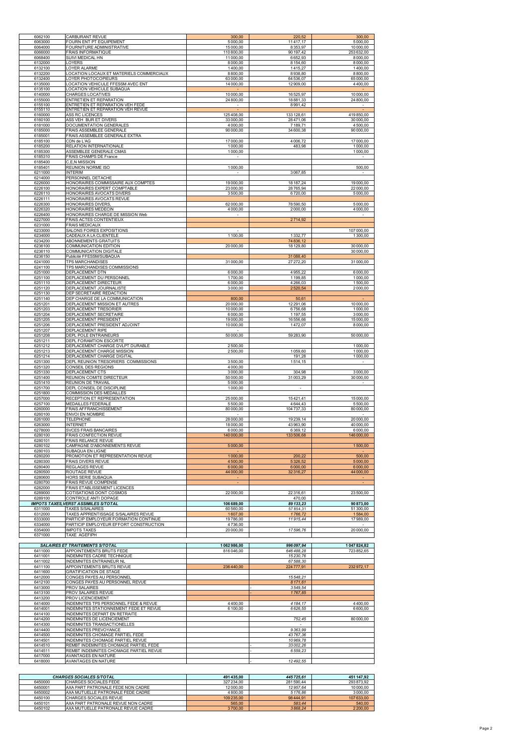| Compte | Libellé | | | |
|---|---|---|---|---|
| 6062100 | CARBURANT REVUE | 300,00 | 220,52 | 300,00 |
| 6063000 | FOURN ENT PT EQUIPEMENT | 5 000,00 | 11 417,17 | 5 000,00 |
| 6064000 | FOURNITURE ADMINISTRATIVE | 15 000,00 | 8 353,97 | 10 000,00 |
| 6066000 | FRAIS INFORMATIQUE | 110 800,00 | 90 197,42 | 253 632,00 |
| 6068400 | SUIVI MEDICAL HN | 11 000,00 | 6 652,93 | 8 000,00 |
| 6132000 | LOYERS | 8 000,00 | 8 154,60 | 8 000,00 |
| 6132100 | LOYER ALARME | 1 400,00 | 1 415,27 | 1 400,00 |
| 6132200 | LOCATION LOCAUX ET MATERIELS COMMERCIAUX | 8 800,00 | 8 938,80 | 8 800,00 |
| 6132400 | LOYER PHOTOCOPIEURS | 63 000,00 | 64 536,07 | 65 000,00 |
| 6135000 | LOCATION VEHICULE FFESSM AVEC ENT | 14 000,00 | 12 909,00 | 4 400,00 |
| 6135100 | LOCATION VEHICULE SUBAQUA | - | | - |
| 6140000 | CHARGES LOCATIVES | 10 000,00 | 16 525,97 | 10 000,00 |
| 6155000 | ENTRETIEN ET REPARATION | 24 800,00 | 18 881,33 | 24 800,00 |
| 6155100 | ENTRETIEN ET REPARATION VEH FEDE | - | 8 991,42 | - |
| 6155110 | ENTRETIEN ET REPARATION VEH REVUE | - | | - |
| 6160000 | ASS RC LICENCES | 125 408,00 | 133 128,61 | 419 850,00 |
| 6160100 | ASS VEH BUR ET DIVERS | 33 000,00 | 28 471,06 | 30 000,00 |
| 6181000 | DOCUMENTATION GENERALES | 4 000,00 | 7 189,71 | 4 500,00 |
| 6185000 | FRAIS ASSEMBLEE GENERALE | 90 000,00 | 34 600,38 | 90 000,00 |
| 6185001 | FRAIS ASSEMBLEE GENERALE EXTRA | | | |
| 6185100 | CDN de L'AG | 17 000,00 | 4 006,72 | 17 000,00 |
| 6185200 | RELATION INTERNATIONALE | 1 000,00 | 483,98 | 1 000,00 |
| 6185300 | ASSEMBLEE GENERALE CMAS | 1 000,00 | | 1 000,00 |
| 6185310 | FRAIS CHAMPS DE France | - | | - |
| 6185400 | C,E,N MISSION | | | |
| 6185401 | REUNION NORME ISO | 1 000,00 | | 500,00 |
| 6211000 | INTERIM | - | 3 067,85 | - |
| 6214000 | PERSONNEL DETACHE | | | |
| 6226000 | HONORAIRES COMMISSAIRE AUX COMPTES | 19 000,00 | 18 187,24 | 19 000,00 |
| 6226100 | HONORAIRES EXPERT COMPTABLE | 23 000,00 | 28 765,94 | 22 000,00 |
| 6226110 | HONORAIRES AVOCATS DIVERS | 3 500,00 | 6 720,00 | 5 000,00 |
| 6226111 | HONORAIRES AVOCATS REVUE | | | |
| 6226300 | HONORAIRES DIVERS, | 62 000,00 | 78 590,50 | 5 000,00 |
| 6226320 | HONORAIRES MEDECIN | 4 000,00 | 2 000,00 | 4 000,00 |
| 6226400 | HONORAIRES CHARGE DE MISSION Web | - | | - |
| 6227000 | FRAIS ACTES CONTENTIEUX | | 2 714,92 | |
| 6231000 | FRAIS MEDICAUX | | | |
| 6233000 | SALONS FOIRES EXPOSITIONS | - | | 107 000,00 |
| 6234000 | CADEAUX A LA CLIENTELE | 1 100,00 | 1 332,77 | 1 300,00 |
| 6234200 | ABONNEMENTS GRATUITS | | 74 836,12 | |
| 6236100 | COMMUNICATION EDITION | 20 000,00 | 18 129,80 | 30 000,00 |
| 6236110 | COMMUNICATION DIGITALE | | | 30 000,00 |
| 6236150 | Publicité FFESSM/SUBAQUA | | 31 088,40 | |
| 6241000 | TPS MARCHANDISES | 31 000,00 | 27 272,20 | 31 000,00 |
| 6241100 | TPS MARCHANDISES COMMISSIONS | | | |
| 6251000 | DEPLACEMENT DTN | 6 000,00 | 4 955,22 | 6 000,00 |
| 6251100 | DEPLACEMENT DU PERSONNEL | 1 700,00 | 1 199,85 | 1 000,00 |
| 6251110 | DEPLACEMENT DIRECTEUR | 6 000,00 | 4 266,03 | 1 500,00 |
| 6251120 | DEPLACEMENT JOURNALISTE | 3 000,00 | 2 520,54 | 2 000,00 |
| 6251130 | DEP SECRETAIRE REDACTION | | | |
| 6251140 | DEP CHARGE DE LA COMMUNICATION | 800,00 | 50,61 | - |
| 6251201 | DEPLACEMENT MISSION ET AUTRES | 20 000,00 | 12 291,06 | 10 000,00 |
| 6251203 | DEPLACEMENT TRESORIER | 10 000,00 | 6 756,68 | 1 000,00 |
| 6251204 | DEPLACEMENT SECRETAIRE | 6 000,00 | 1 197,55 | 3 000,00 |
| 6251205 | DEPLACEMENT PRESIDENT | 19 000,00 | 16 556,66 | 15 000,00 |
| 6251206 | DEPLACEMENT PRESIDENT ADJOINT | 10 000,00 | 1 472,07 | 8 000,00 |
| 6251207 | DEPLACEMENT RIPE | - | | |
| 6251208 | DEPL POLE ENTRAINEURS | 50 000,00 | 59 283,90 | 50 000,00 |
| 6251211 | DEPL FORAMTION ESCORTE | | | |
| 6251212 | DEPLACEMENT CHARGE DVLPT DURABLE | 2 500,00 | | 1 000,00 |
| 6251213 | DEPLACEMENT CHARGE MISSION | 2 500,00 | 1 059,60 | 1 000,00 |
| 6251214 | DEPLACEMENT CHARGE DIGITAL | | 191,28 | 1 000,00 |
| 6251300 | DEPL REUNION TRESORIERS COMMISSIONS | 3 500,00 | 1 514,15 | - |
| 6251320 | CONSEIL DES REGIONS | 4 000,00 | | |
| 6251330 | DEPLACEMENT CTS | 3 000,00 | 304,98 | 3 000,00 |
| 6251400 | REUNION COMITE DIRECTEUR | 50 000,00 | 31 003,29 | 30 000,00 |
| 6251410 | REUNION DE TRAVAIL | 5 000,00 | | - |
| 6251700 | DEPL CONSEIL DE DISCIPLINE | 1 000,00 | - | |
| 6251800 | COMMISSION DES MEDAILLES | | | |
| 6257000 | RECEPTION ET REPRESENTATION | 25 000,00 | 15 421,41 | 15 000,00 |
| 6257100 | MEDAILLES FEDERALE | 5 500,00 | 4 644,43 | 5 500,00 |
| 6260000 | FRAIS AFFRANCHISSEMENT | 80 000,00 | 104 737,33 | 80 000,00 |
| 6260100 | ENVOI EN NOMBRE | - | | - |
| 6261000 | TELEPHONE | 28 000,00 | 19 239,14 | 20 000,00 |
| 6263000 | INTERNET | 18 000,00 | 43 963,90 | 40 000,00 |
| 6278000 | SVCES FRAIS BANCAIRES | 6 000,00 | 6 369,12 | 6 000,00 |
| 6280100 | FRAIS CONFECTION REVUE | 140 000,00 | 133 506,68 | 146 000,00 |
| 6280101 | FRAIS RELANCE REVUE | | | |
| 6280102 | CAMPAGNE D'ABONNEMENTS REVUE | 5 000,00 | | 1 500,00 |
| 6280103 | SUBAQUA EN LIGNE | - | | - |
| 6280200 | PROMOTION ET REPRESENTATION REVUE | 1 000,00 | 200,22 | 500,00 |
| 6280300 | FRAIS DIVERS REVUE | 4 500,00 | 5 326,52 | 5 000,00 |
| 6280400 | REGLAGES REVUE | 6 000,00 | 6 000,00 | 6 000,00 |
| 6280500 | ROUTAGE REVUE | 44 000,00 | 32 316,27 | 44 000,00 |
| 6280600 | HORS SERIE SUBAQUA | - | | - |
| 6280700 | FRAIS REVUE COMPENSE | - | | - |
| 6282000 | FRAIS ETABLISSEMENT LICENCES | | | |
| 6289000 | COTISATIONS DONT COSMOS | 22 000,00 | 22 316,61 | 23 500,00 |
| 6289100 | CONTROLE ANTI DOPAGE | | 470,00 | |
| | ***IMPOTS TAXES,VERST ASSIMILES S/TOTAL*** | **106 689,00** | ***89 133,23*** | **90 873,00** |
| 6311000 | TAXES S/SALAIRES | 60 560,00 | 57 854,31 | 51 300,00 |
| 6312000 | TAXES APPRENTISSAGE S/SALAIRES REVUE | 1 607,00 | *1 766,72* | 1 584,00 |
| 6333000 | PARTICIP EMPLOYEUR FORMATION CONTINUE | 19 786,00 | *11 915,44* | 17 989,00 |
| 6334000 | PARTICIP EMPLOYEUR EFFORT CONSTRUCTION | 4 736,00 | | - |
| 6354000 | IMPOTS TAXES | 20 000,00 | *17 596,76* | 20 000,00 |
| 6371000 | TAXE AGEFIPH | | | |

| Compte | Libellé | | | |
|---|---|---|---|---|
| | ***SALAIRES ET TRAITEMENTS S/TOTAL*** | **1 062 986,00** | ***996 097,94*** | **1 047 824,82** |
| 6411000 | APPOINTEMENTS BRUTS FEDE | 816 046,00 | *646 488,28* | 723 852,65 |
| 6411001 | INDEMNITES CADRE TECHNIQUE | | *15 230,76* | |
| 6411002 | INDEMNITES ENTRAINEUR NL | | *67 588,30* | |
| 6411100 | APPOINTEMENTS BRUTS REVUE | 236 440,00 | *224 777,91* | 232 972,17 |
| 6411600 | GRATIFICATION DE STAGE | | | |
| 6412000 | CONGES PAYES AU PERSONNEL | | *15 546,21* | |
| 6412100 | CONGES PAYES AU PERSONNEL REVUE | | *8 171,61* | |
| 6413000 | PROV SALAIRES | | - *3 549,54* | |
| 6413100 | PROV SALAIRES REVUE | | - *1 767,85* | |
| 6413200 | PROV LICENCIEMENT | | | |
| 6414000 | INDEMNITES TPS PERSONNEL FEDE & REVUE | 4 400,00 | *4 184,17* | 4 400,00 |
| 6414001 | INDEMNITES STATIONNEMENT FEDE ET REVUE | 6 100,00 | *6 626,55* | 6 600,00 |
| 6414100 | INDEMNITES DEPART EN RETRAITE | | | |
| 6414200 | INDEMNITES DE LICENCIEMENT | | *752,45* | 80 000,00 |
| 6414300 | INDEMNITES TRANSACTIONELLES | | - | |
| 6414400 | INDEMNITES PREVOYANCE | | *9 363,99* | |
| 6414500 | INDEMNITES CHOMAGE PARTIEL FEDE | | *43 767,36* | |
| 6414501 | INDEMNITES CHOMAGE PARTIEL REVUE | | *10 969,78* | |
| 6414510 | REMBT INDEMNITES CHOMAGE PARTIEL FEDE | | - *33 002,26* | |
| 6414511 | REMBT INDEMNITES CHOMAGE PARTIEL REVUE | | - *6 559,23* | |
| 6417000 | AVANTAGES EN NATURE | | | |
| 6418000 | AVANTAGES EN NATURE | | - *12 492,55* | |

| Compte | Libellé | | | |
|---|---|---|---|---|
| | ***CHARGES SOCIALES S/TOTAL*** | **491 435,00** | ***445 725,61*** | **451 147,92** |
| 6450000 | CHARGES SOCIALES FEDE | 327 234,00 | 281 590,44 | 293 873,92 |
| 6450001 | AXA PART PATRONALE FEDE NON CADRE | 12 000,00 | *12 957,64* | 10 000,00 |
| 6450002 | AXA MUTUELLE PATRONALE FEDE CADRE | 4 800,00 | *5 176,86* | 3 000,00 |
| 6450100 | CHARGES SOCIALES REVUE | 109 235,00 | 98 444,91 | 107 633,00 |
| 6450101 | AXA PART PATRONALE REVUE NON CADRE | 565,00 | *583,44* | 540,00 |
| 6450102 | AXA MUTUELLE PATRONALE REVUE CADRE | 3 700,00 | *3 868,24* | 2 200,00 |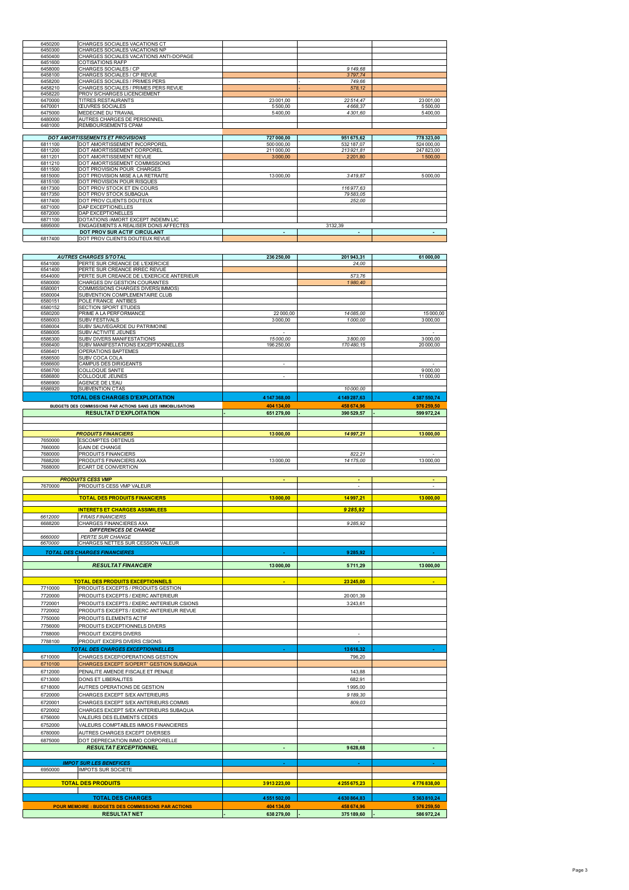| | | | | |
|---|---|---|---|---|
| 6450200 | CHARGES SOCIALES VACATIONS CT | | | |
| 6450300 | CHARGES SOCIALES VACATIONS NP | | | |
| 6450400 | CHARGES SOCIALES VACATIONS ANTI-DOPAGE | | | |
| 6451600 | COTISATIONS RAFP | | | |
| 6458000 | CHARGES SOCIALES / CP | | 9 149,68 | |
| 6458100 | CHARGES SOCIALES / CP REVUE | | 3 797,74 | |
| 6458200 | CHARGES SOCIALES / PRIMES PERS | | - 749,66 | |
| 6458210 | CHARGES SOCIALES / PRIMES PERS REVUE | | - 578,12 | |
| 6458220 | PROV S/CHARGES LICENCIEMENT | | | |
| 6470000 | TITRES RESTAURANTS | 23 001,00 | 22 514,47 | 23 001,00 |
| 6470001 | ŒUVRES SOCIALES | 5 500,00 | 4 668,37 | 5 500,00 |
| 6475000 | MEDECINE DU TRAVAIL | 5 400,00 | 4 301,60 | 5 400,00 |
| 6480000 | AUTRES CHARGES DE PERSONNEL | | | |
| 6481000 | REMBOURSEMENTS CPAM | | | |
| | | | | |
| | ***DOT AMORTISSEMENTS ET PROVISIONS*** | **727 000,00** | **951 675,62** | **778 323,00** |
| 6811100 | DOT AMORTISSEMENT INCORPOREL | 500 000,00 | 532 187,07 | 524 000,00 |
| 6811200 | DOT AMORTISSEMENT CORPOREL | 211 000,00 | 213 921,81 | 247 823,00 |
| 6811201 | DOT AMORTISSEMENT REVUE | 3 000,00 | 2 201,80 | 1 500,00 |
| 6811210 | DOT AMORTISSEMENT COMMISSIONS | | | |
| 6811500 | DOT PROVISION POUR CHARGES | | | |
| 6815000 | DOT PROVISION MISE A LA RETRAITE | 13 000,00 | 3 419,87 | 5 000,00 |
| 6815100 | DOT PROVISION POUR RISQUES | | | |
| 6817300 | DOT PROV STOCK ET EN COURS | | 116 977,63 | |
| 6817350 | DOT PROV STOCK SUBAQUA | | 79 583,05 | |
| 6817400 | DOT PROV CLIENTS DOUTEUX | | 252,00 | |
| 6871000 | DAP EXCEPTIONELLES | | | |
| 6872000 | DAP EXCEPTIONELLES | | | |
| 6871100 | DOTATIONS /AMORT EXCEPT INDEMN LIC | | | |
| 6895000 | ENGAGEMENTS A REALISER DONS AFFECTES | | 3132,39 | |
| | **DOT PROV SUR ACTIF CIRCULANT** | - | - | - |
| 6817400 | DOT PROV CLIENTS DOUTEUX REVUE | | | |
| | | | | |
| | ***AUTRES CHARGES S/TOTAL*** | **236 250,00** | **201 943,31** | **61 000,00** |
| 6541000 | PERTE SUR CREANCE DE L'EXERCICE | | 24,00 | |
| 6541400 | PERTE SUR CREANCE IRREC REVUE | | | |
| 6544000 | PERTE SUR CREANCE DE L'EXERCICE ANTERIEUR | | 573,76 | |
| 6580000 | CHARGES DIV GESTION COURANTES | | 1 980,40 | |
| 6580001 | COMMISSIONS CHARGES DIVERS(IMMOS) | | | |
| 6580004 | SUBVENTION COMPLEMENTAIRE CLUB | | | |
| 6580151 | POLE FRANCE ANTIBES | | | |
| 6580152 | SECTION SPORT ETUDES | | | |
| 6580200 | PRIME A LA PERFORMANCE | 22 000,00 | 14 085,00 | 15 000,00 |
| 6586003 | SUBV FESTIVALS | 3 000,00 | 1 000,00 | 3 000,00 |
| 6586004 | SUBV SAUVEGARDE DU PATRIMOINE | | | |
| 6586005 | SUBV ACTIVITE JEUNES | - | | - |
| 6586300 | SUBV DIVERS MANIFESTATIONS | 15 000,00 | 3 800,00 | 3 000,00 |
| 6586400 | SUBV MANIFESTATIONS EXCEPTIONNELLES | 196 250,00 | 170 480,15 | 20 000,00 |
| 6586401 | OPERATIONS BAPTEMES | | | |
| 6586500 | SUBV COCA COLA | | | |
| 6586600 | CAMPUS DES DIRIGEANTS | - | | - |
| 6586700 | COLLOQUE SANTE | | | 9 000,00 |
| 6586800 | COLLOQUE JEUNES | - | | 11 000,00 |
| 6586900 | AGENCE DE L'EAU | | | |
| 6586920 | SUBVENTION CTAS | | 10 000,00 | |
| | **TOTAL DES CHARGES D'EXPLOITATION** | **4 147 368,00** | **4 149 287,63** | **4 387 550,74** |
| | **BUDGETS DES COMMISSIONS PAR ACTIONS SANS LES IMMOBILISATIONS** | **404 134,00** | **458 674,96** | **976 259,50** |
| | **RESULTAT D'EXPLOITATION** | **- 651 279,00** | **- 390 529,57** | **- 599 972,24** |
| | | | | |
| | ***PRODUITS FINANCIERS*** | **13 000,00** | ***14 997,21*** | **13 000,00** |
| 7650000 | ESCOMPTES OBTENUS | | | |
| 7660000 | GAIN DE CHANGE | | | |
| 7680000 | PRODUITS FINANCIERS | | 822,21 | - |
| 7688200 | PRODUITS FINANCIERS AXA | 13 000,00 | 14 175,00 | 13 000,00 |
| 7688000 | ECART DE CONVERTION | | | |
| | | | | |
| | ***PRODUITS CESS VMP*** | - | - | - |
| 7670000 | PRODUITS CESS VMP VALEUR | | - | - |
| | | | | |
| | **TOTAL DES PRODUITS FINANCIERS** | **13 000,00** | **14 997,21** | **13 000,00** |
| | | | | |
| | **INTERETS ET CHARGES ASSIMILEES** | | ***9 285,92*** | |
| *6612000* | *FRAIS FINANCIERS* | | | |
| 6688200 | CHARGES FINANCIERES AXA | | 9 285,92 | |
| | ***DIFFERENCES DE CHANGE*** | | | |
| *6660000* | *PERTE SUR CHANGE* | | | |
| *6670000* | CHARGES NETTES SUR CESSION VALEUR | | | |
| | ***TOTAL DES CHARGES FINANCIERES*** | - | **9 285,92** | - |
| | | | | |
| | ***RESULTAT FINANCIER*** | **13 000,00** | **5 711,29** | **13 000,00** |
| | | | | |
| | **TOTAL DES PRODUITS EXCEPTIONNELS** | - | **23 245,00** | - |
| 7710000 | PRODUITS EXCEPTS / PRODUITS GESTION | | | |
| 7720000 | PRODUITS EXCEPTS / EXERC ANTERIEUR | | 20 001,39 | |
| 7720001 | PRODUITS EXCEPTS / EXERC ANTERIEUR CSIONS | | 3 243,61 | |
| 7720002 | PRODUITS EXCEPTS / EXERC ANTERIEUR REVUE | | | |
| 7750000 | PRODUITS ELEMENTS ACTIF | | | |
| 7756000 | PRODUITS EXCEPTIONNELS DIVERS | | | |
| 7788000 | PRODUIT EXCEPS DIVERS | | - | |
| 7788100 | PRODUIT EXCEPS DIVERS CSIONS | | - | |
| | ***TOTAL DES CHARGES EXCEPTIONNELLES*** | - | **13 616,32** | - |
| 6710000 | CHARGES EXCEP/OPERATIONS GESTION | | 796,20 | |
| 6710100 | CHARGES EXCEPT S/OPERT° GESTION SUBAQUA | | | |
| 6712000 | PENALITE AMENDE FISCALE ET PENALE | | 143,88 | |
| 6713000 | DONS ET LIBERALITES | | 682,91 | |
| 6718000 | AUTRES OPERATIONS DE GESTION | | 1 995,00 | |
| 6720000 | CHARGES EXCEPT S/EX ANTERIEURS | | 9 189,30 | |
| 6720001 | CHARGES EXCEPT S/EX ANTERIEURS COMMS | | 809,03 | |
| 6720002 | CHARGES EXCEPT S/EX ANTERIEURS SUBAQUA | | | |
| 6756000 | VALEURS DES ELEMENTS CEDES | | | |
| 6752000 | VALEURS COMPTABLES IMMOS FINANCIERES | | | |
| 6780000 | AUTRES CHARGES EXCEPT DIVERSES | | | |
| 6875000 | DOT DEPRECIATION IMMO CORPORELLE | | - | |
| | ***RESULTAT EXCEPTIONNEL*** | - | **9 628,68** | - |
| | | | | |
| | ***IMPOT SUR LES BENEFICES*** | - | - | - |
| 6950000 | IMPOTS SUR SOCIETE | | | |
| | | | | |
| | **TOTAL DES PRODUITS** | **3 913 223,00** | **4 255 675,23** | **4 776 838,00** |
| | | | | |
| | **TOTAL DES CHARGES** | **4 551 502,00** | **4 630 864,83** | **5 363 810,24** |
| | **POUR MEMOIRE : BUDGETS DES COMMISSIONS PAR ACTIONS** | **404 134,00** | **458 674,96** | **976 259,50** |
| | **RESULTAT NET** | **- 638 279,00** | **- 375 189,60** | **- 586 972,24** |